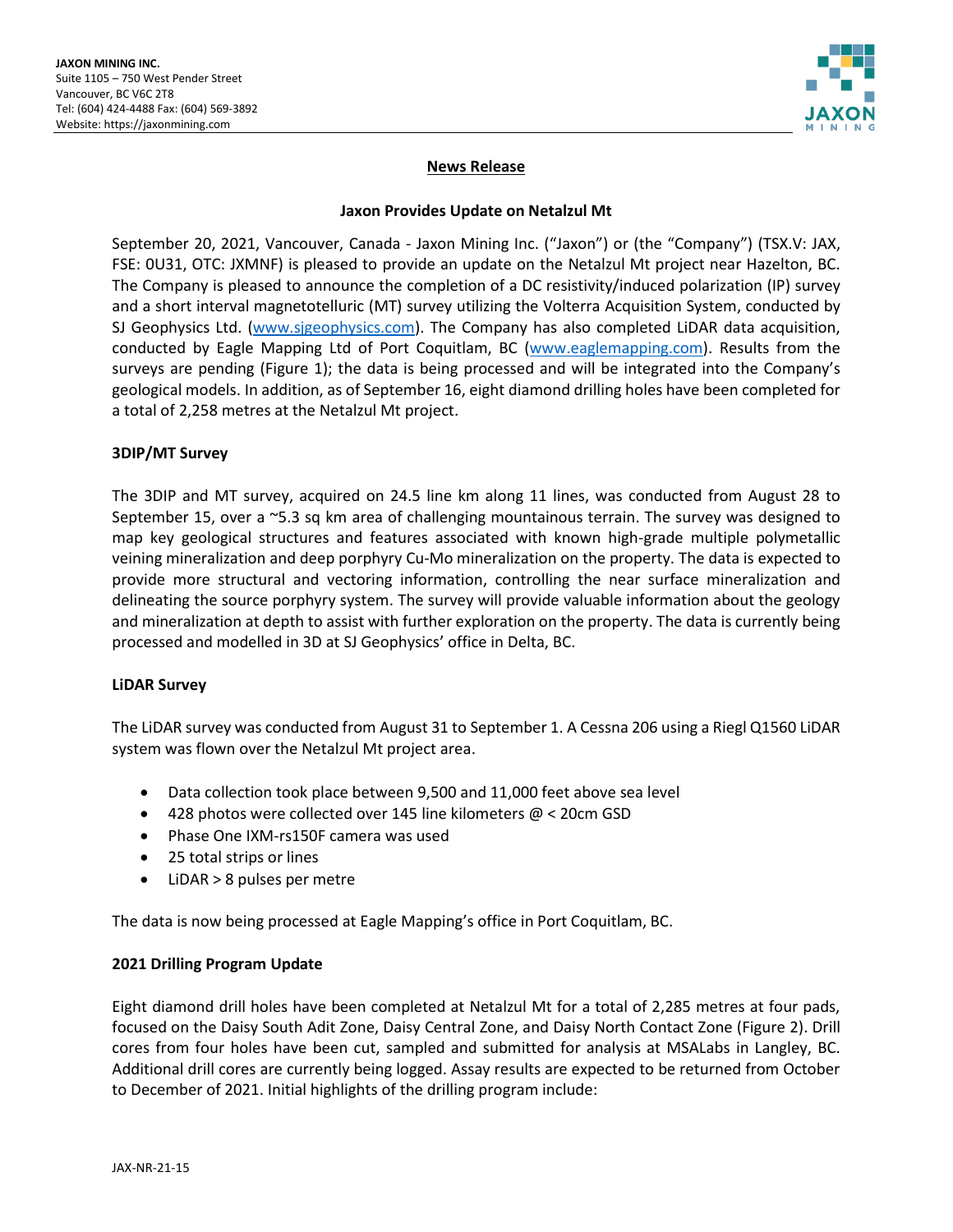**JAXON MINING INC.**
Suite 1105 – 750 West Pender Street
Vancouver, BC V6C 2T8
Tel: (604) 424-4488 Fax: (604) 569-3892
Website: https://jaxonmining.com

## News Release

### Jaxon Provides Update on Netalzul Mt

September 20, 2021, Vancouver, Canada - Jaxon Mining Inc. ("Jaxon") or (the "Company") (TSX.V: JAX, FSE: 0U31, OTC: JXMNF) is pleased to provide an update on the Netalzul Mt project near Hazelton, BC. The Company is pleased to announce the completion of a DC resistivity/induced polarization (IP) survey and a short interval magnetotelluric (MT) survey utilizing the Volterra Acquisition System, conducted by SJ Geophysics Ltd. (www.sjgeophysics.com). The Company has also completed LiDAR data acquisition, conducted by Eagle Mapping Ltd of Port Coquitlam, BC (www.eaglemapping.com). Results from the surveys are pending (Figure 1); the data is being processed and will be integrated into the Company's geological models. In addition, as of September 16, eight diamond drilling holes have been completed for a total of 2,258 metres at the Netalzul Mt project.

### 3DIP/MT Survey

The 3DIP and MT survey, acquired on 24.5 line km along 11 lines, was conducted from August 28 to September 15, over a ~5.3 sq km area of challenging mountainous terrain. The survey was designed to map key geological structures and features associated with known high-grade multiple polymetallic veining mineralization and deep porphyry Cu-Mo mineralization on the property. The data is expected to provide more structural and vectoring information, controlling the near surface mineralization and delineating the source porphyry system. The survey will provide valuable information about the geology and mineralization at depth to assist with further exploration on the property. The data is currently being processed and modelled in 3D at SJ Geophysics' office in Delta, BC.

### LiDAR Survey

The LiDAR survey was conducted from August 31 to September 1. A Cessna 206 using a Riegl Q1560 LiDAR system was flown over the Netalzul Mt project area.

- Data collection took place between 9,500 and 11,000 feet above sea level
- 428 photos were collected over 145 line kilometers @ < 20cm GSD
- Phase One IXM-rs150F camera was used
- 25 total strips or lines
- LiDAR > 8 pulses per metre

The data is now being processed at Eagle Mapping's office in Port Coquitlam, BC.

### 2021 Drilling Program Update

Eight diamond drill holes have been completed at Netalzul Mt for a total of 2,285 metres at four pads, focused on the Daisy South Adit Zone, Daisy Central Zone, and Daisy North Contact Zone (Figure 2). Drill cores from four holes have been cut, sampled and submitted for analysis at MSALabs in Langley, BC. Additional drill cores are currently being logged. Assay results are expected to be returned from October to December of 2021. Initial highlights of the drilling program include:

JAX-NR-21-15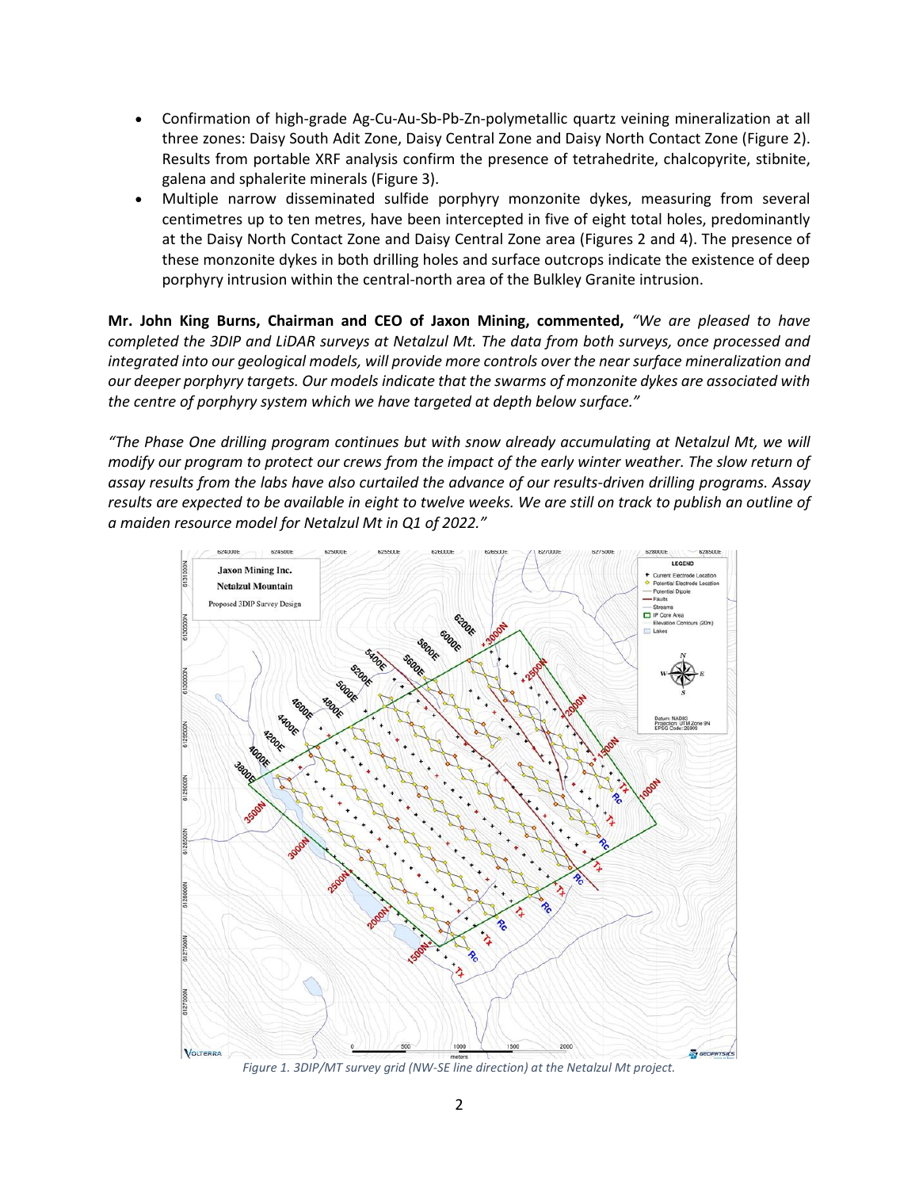- Confirmation of high-grade Ag-Cu-Au-Sb-Pb-Zn-polymetallic quartz veining mineralization at all three zones: Daisy South Adit Zone, Daisy Central Zone and Daisy North Contact Zone (Figure 2). Results from portable XRF analysis confirm the presence of tetrahedrite, chalcopyrite, stibnite, galena and sphalerite minerals (Figure 3).
- Multiple narrow disseminated sulfide porphyry monzonite dykes, measuring from several centimetres up to ten metres, have been intercepted in five of eight total holes, predominantly at the Daisy North Contact Zone and Daisy Central Zone area (Figures 2 and 4). The presence of these monzonite dykes in both drilling holes and surface outcrops indicate the existence of deep porphyry intrusion within the central-north area of the Bulkley Granite intrusion.

**Mr. John King Burns, Chairman and CEO of Jaxon Mining, commented,** *"We are pleased to have completed the 3DIP and LiDAR surveys at Netalzul Mt. The data from both surveys, once processed and integrated into our geological models, will provide more controls over the near surface mineralization and our deeper porphyry targets. Our models indicate that the swarms of monzonite dykes are associated with the centre of porphyry system which we have targeted at depth below surface."*

*"The Phase One drilling program continues but with snow already accumulating at Netalzul Mt, we will modify our program to protect our crews from the impact of the early winter weather. The slow return of assay results from the labs have also curtailed the advance of our results-driven drilling programs. Assay results are expected to be available in eight to twelve weeks. We are still on track to publish an outline of a maiden resource model for Netalzul Mt in Q1 of 2022."*

*Figure 1. 3DIP/MT survey grid (NW-SE line direction) at the Netalzul Mt project.*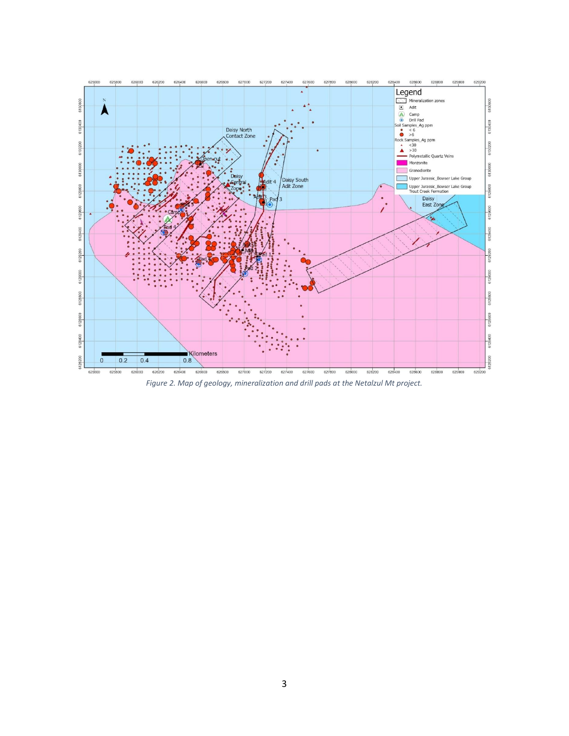Figure 2. Map of geology, mineralization and drill pads at the Netalzul Mt project.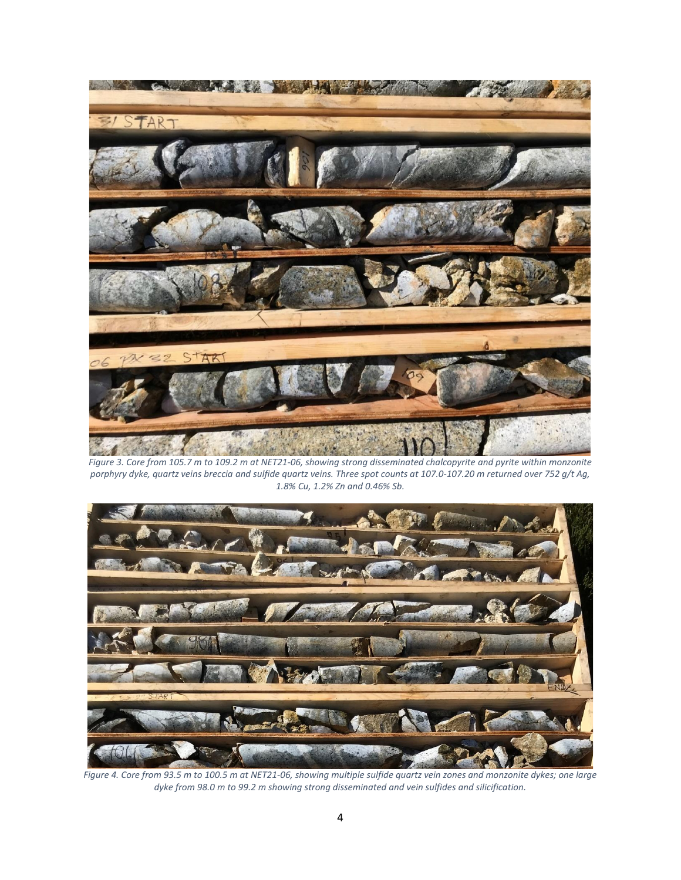*Figure 3. Core from 105.7 m to 109.2 m at NET21-06, showing strong disseminated chalcopyrite and pyrite within monzonite porphyry dyke, quartz veins breccia and sulfide quartz veins. Three spot counts at 107.0-107.20 m returned over 752 g/t Ag, 1.8% Cu, 1.2% Zn and 0.46% Sb.*

*Figure 4. Core from 93.5 m to 100.5 m at NET21-06, showing multiple sulfide quartz vein zones and monzonite dykes; one large dyke from 98.0 m to 99.2 m showing strong disseminated and vein sulfides and silicification.*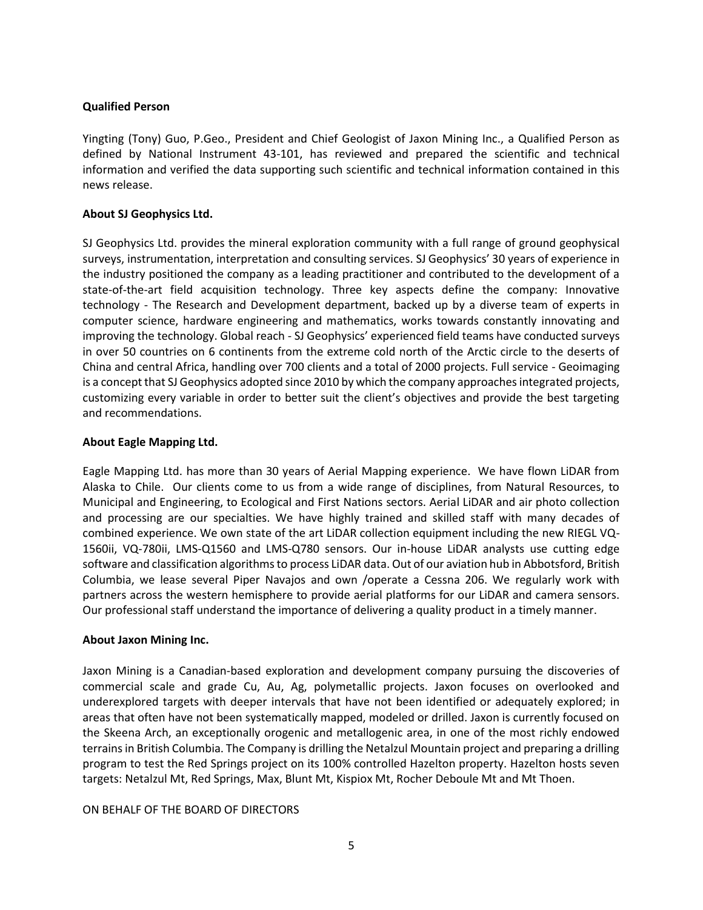**Qualified Person**

Yingting (Tony) Guo, P.Geo., President and Chief Geologist of Jaxon Mining Inc., a Qualified Person as defined by National Instrument 43-101, has reviewed and prepared the scientific and technical information and verified the data supporting such scientific and technical information contained in this news release.

**About SJ Geophysics Ltd.**

SJ Geophysics Ltd. provides the mineral exploration community with a full range of ground geophysical surveys, instrumentation, interpretation and consulting services. SJ Geophysics' 30 years of experience in the industry positioned the company as a leading practitioner and contributed to the development of a state-of-the-art field acquisition technology. Three key aspects define the company: Innovative technology - The Research and Development department, backed up by a diverse team of experts in computer science, hardware engineering and mathematics, works towards constantly innovating and improving the technology. Global reach - SJ Geophysics' experienced field teams have conducted surveys in over 50 countries on 6 continents from the extreme cold north of the Arctic circle to the deserts of China and central Africa, handling over 700 clients and a total of 2000 projects. Full service - Geoimaging is a concept that SJ Geophysics adopted since 2010 by which the company approaches integrated projects, customizing every variable in order to better suit the client's objectives and provide the best targeting and recommendations.

**About Eagle Mapping Ltd.**

Eagle Mapping Ltd. has more than 30 years of Aerial Mapping experience. We have flown LiDAR from Alaska to Chile. Our clients come to us from a wide range of disciplines, from Natural Resources, to Municipal and Engineering, to Ecological and First Nations sectors. Aerial LiDAR and air photo collection and processing are our specialties. We have highly trained and skilled staff with many decades of combined experience. We own state of the art LiDAR collection equipment including the new RIEGL VQ-1560ii, VQ-780ii, LMS-Q1560 and LMS-Q780 sensors. Our in-house LiDAR analysts use cutting edge software and classification algorithms to process LiDAR data. Out of our aviation hub in Abbotsford, British Columbia, we lease several Piper Navajos and own /operate a Cessna 206. We regularly work with partners across the western hemisphere to provide aerial platforms for our LiDAR and camera sensors. Our professional staff understand the importance of delivering a quality product in a timely manner.

**About Jaxon Mining Inc.**

Jaxon Mining is a Canadian-based exploration and development company pursuing the discoveries of commercial scale and grade Cu, Au, Ag, polymetallic projects. Jaxon focuses on overlooked and underexplored targets with deeper intervals that have not been identified or adequately explored; in areas that often have not been systematically mapped, modeled or drilled. Jaxon is currently focused on the Skeena Arch, an exceptionally orogenic and metallogenic area, in one of the most richly endowed terrains in British Columbia. The Company is drilling the Netalzul Mountain project and preparing a drilling program to test the Red Springs project on its 100% controlled Hazelton property. Hazelton hosts seven targets: Netalzul Mt, Red Springs, Max, Blunt Mt, Kispiox Mt, Rocher Deboule Mt and Mt Thoen.

ON BEHALF OF THE BOARD OF DIRECTORS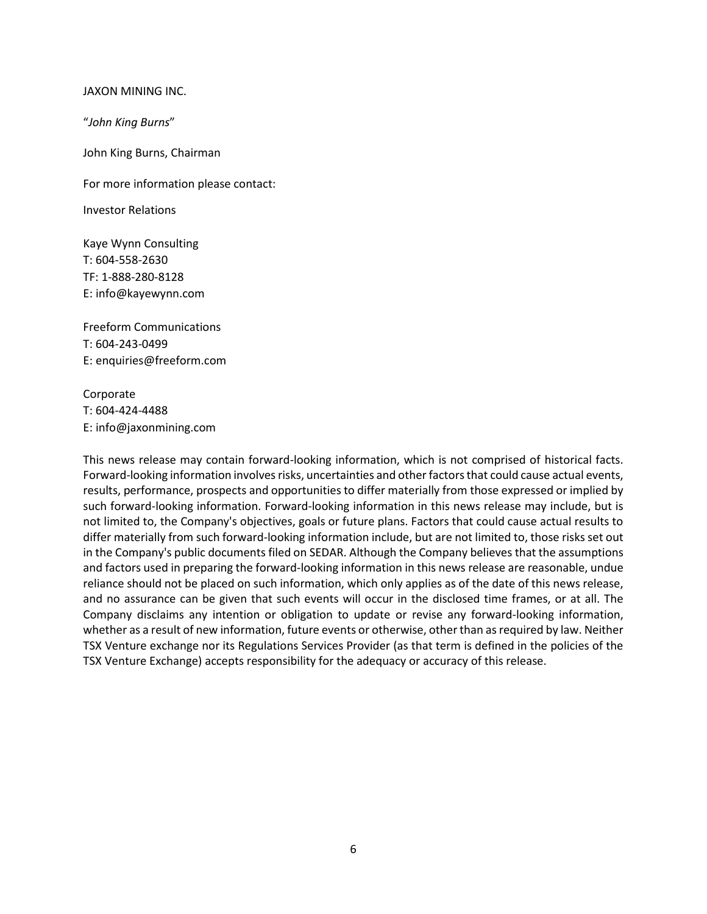JAXON MINING INC.

"*John King Burns*"

John King Burns, Chairman

For more information please contact:

Investor Relations

Kaye Wynn Consulting
T: 604-558-2630
TF: 1-888-280-8128
E: info@kayewynn.com

Freeform Communications
T: 604-243-0499
E: enquiries@freeform.com

Corporate
T: 604-424-4488
E: info@jaxonmining.com

This news release may contain forward-looking information, which is not comprised of historical facts. Forward-looking information involves risks, uncertainties and other factors that could cause actual events, results, performance, prospects and opportunities to differ materially from those expressed or implied by such forward-looking information. Forward-looking information in this news release may include, but is not limited to, the Company's objectives, goals or future plans. Factors that could cause actual results to differ materially from such forward-looking information include, but are not limited to, those risks set out in the Company's public documents filed on SEDAR. Although the Company believes that the assumptions and factors used in preparing the forward-looking information in this news release are reasonable, undue reliance should not be placed on such information, which only applies as of the date of this news release, and no assurance can be given that such events will occur in the disclosed time frames, or at all. The Company disclaims any intention or obligation to update or revise any forward-looking information, whether as a result of new information, future events or otherwise, other than as required by law. Neither TSX Venture exchange nor its Regulations Services Provider (as that term is defined in the policies of the TSX Venture Exchange) accepts responsibility for the adequacy or accuracy of this release.